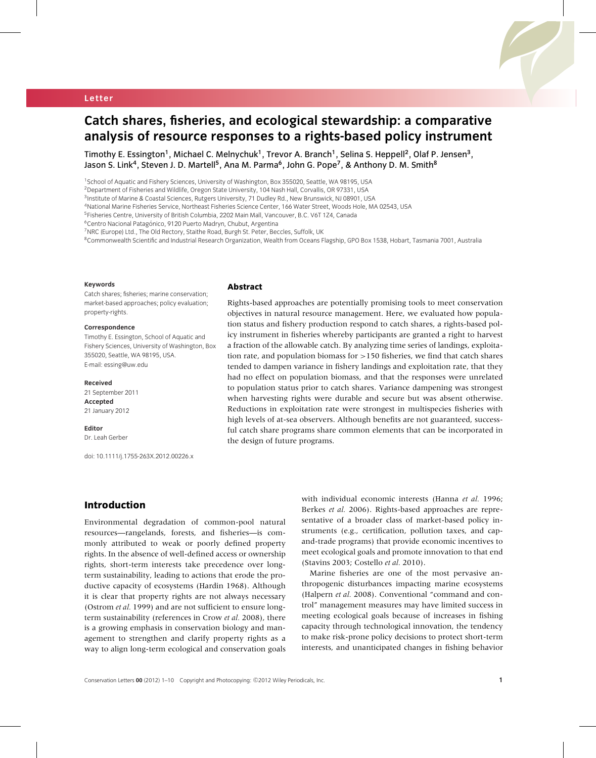Letter

# Catch shares, fisheries, and ecological stewardship: a comparative analysis of resource responses to a rights-based policy instrument

Timothy E. Essington[1], Michael C. Melnychuk[1], Trevor A. Branch[1], Selina S. Heppell[2], Olaf P. Jensen[3], Jason S. Link[4], Steven J. D. Martell[5], Ana M. Parma[6], John G. Pope[7], & Anthony D. M. Smith[8]

[1]School of Aquatic and Fishery Sciences, University of Washington, Box 355020, Seattle, WA 98195, USA
[2]Department of Fisheries and Wildlife, Oregon State University, 104 Nash Hall, Corvallis, OR 97331, USA
[3]Institute of Marine & Coastal Sciences, Rutgers University, 71 Dudley Rd., New Brunswick, NJ 08901, USA
[4]National Marine Fisheries Service, Northeast Fisheries Science Center, 166 Water Street, Woods Hole, MA 02543, USA
[5]Fisheries Centre, University of British Columbia, 2202 Main Mall, Vancouver, B.C. V6T 1Z4, Canada
[6]Centro Nacional Patagónico, 9120 Puerto Madryn, Chubut, Argentina
[7]NRC (Europe) Ltd., The Old Rectory, Staithe Road, Burgh St. Peter, Beccles, Suffolk, UK
[8]Commonwealth Scientific and Industrial Research Organization, Wealth from Oceans Flagship, GPO Box 1538, Hobart, Tasmania 7001, Australia

**Keywords**
Catch shares; fisheries; marine conservation; market-based approaches; policy evaluation; property-rights.

**Correspondence**
Timothy E. Essington, School of Aquatic and Fishery Sciences, University of Washington, Box 355020, Seattle, WA 98195, USA.
E-mail: essing@uw.edu

**Received**
21 September 2011
**Accepted**
21 January 2012

**Editor**
Dr. Leah Gerber

doi: 10.1111/j.1755-263X.2012.00226.x

## Abstract

Rights-based approaches are potentially promising tools to meet conservation objectives in natural resource management. Here, we evaluated how population status and fishery production respond to catch shares, a rights-based policy instrument in fisheries whereby participants are granted a right to harvest a fraction of the allowable catch. By analyzing time series of landings, exploitation rate, and population biomass for >150 fisheries, we find that catch shares tended to dampen variance in fishery landings and exploitation rate, that they had no effect on population biomass, and that the responses were unrelated to population status prior to catch shares. Variance dampening was strongest when harvesting rights were durable and secure but was absent otherwise. Reductions in exploitation rate were strongest in multispecies fisheries with high levels of at-sea observers. Although benefits are not guaranteed, successful catch share programs share common elements that can be incorporated in the design of future programs.

## Introduction

Environmental degradation of common-pool natural resources—rangelands, forests, and fisheries—is commonly attributed to weak or poorly defined property rights. In the absence of well-defined access or ownership rights, short-term interests take precedence over long-term sustainability, leading to actions that erode the productive capacity of ecosystems (Hardin 1968). Although it is clear that property rights are not always necessary (Ostrom *et al.* 1999) and are not sufficient to ensure long-term sustainability (references in Crow *et al.* 2008), there is a growing emphasis in conservation biology and management to strengthen and clarify property rights as a way to align long-term ecological and conservation goals with individual economic interests (Hanna *et al.* 1996; Berkes *et al.* 2006). Rights-based approaches are representative of a broader class of market-based policy instruments (e.g., certification, pollution taxes, and cap-and-trade programs) that provide economic incentives to meet ecological goals and promote innovation to that end (Stavins 2003; Costello *et al.* 2010).

Marine fisheries are one of the most pervasive anthropogenic disturbances impacting marine ecosystems (Halpern *et al.* 2008). Conventional "command and control" management measures may have limited success in meeting ecological goals because of increases in fishing capacity through technological innovation, the tendency to make risk-prone policy decisions to protect short-term interests, and unanticipated changes in fishing behavior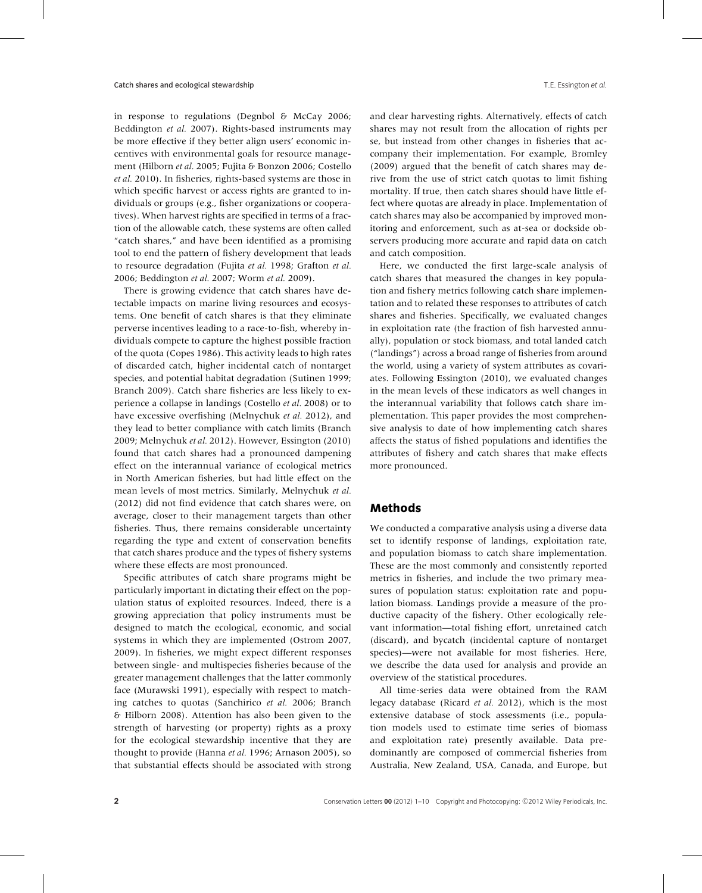in response to regulations (Degnbol & McCay 2006; Beddington *et al.* 2007). Rights-based instruments may be more effective if they better align users' economic incentives with environmental goals for resource management (Hilborn *et al.* 2005; Fujita & Bonzon 2006; Costello *et al.* 2010). In fisheries, rights-based systems are those in which specific harvest or access rights are granted to individuals or groups (e.g., fisher organizations or cooperatives). When harvest rights are specified in terms of a fraction of the allowable catch, these systems are often called "catch shares," and have been identified as a promising tool to end the pattern of fishery development that leads to resource degradation (Fujita *et al.* 1998; Grafton *et al.* 2006; Beddington *et al.* 2007; Worm *et al.* 2009).

There is growing evidence that catch shares have detectable impacts on marine living resources and ecosystems. One benefit of catch shares is that they eliminate perverse incentives leading to a race-to-fish, whereby individuals compete to capture the highest possible fraction of the quota (Copes 1986). This activity leads to high rates of discarded catch, higher incidental catch of nontarget species, and potential habitat degradation (Sutinen 1999; Branch 2009). Catch share fisheries are less likely to experience a collapse in landings (Costello *et al.* 2008) or to have excessive overfishing (Melnychuk *et al.* 2012), and they lead to better compliance with catch limits (Branch 2009; Melnychuk *et al.* 2012). However, Essington (2010) found that catch shares had a pronounced dampening effect on the interannual variance of ecological metrics in North American fisheries, but had little effect on the mean levels of most metrics. Similarly, Melnychuk *et al.* (2012) did not find evidence that catch shares were, on average, closer to their management targets than other fisheries. Thus, there remains considerable uncertainty regarding the type and extent of conservation benefits that catch shares produce and the types of fishery systems where these effects are most pronounced.

Specific attributes of catch share programs might be particularly important in dictating their effect on the population status of exploited resources. Indeed, there is a growing appreciation that policy instruments must be designed to match the ecological, economic, and social systems in which they are implemented (Ostrom 2007, 2009). In fisheries, we might expect different responses between single- and multispecies fisheries because of the greater management challenges that the latter commonly face (Murawski 1991), especially with respect to matching catches to quotas (Sanchirico *et al.* 2006; Branch & Hilborn 2008). Attention has also been given to the strength of harvesting (or property) rights as a proxy for the ecological stewardship incentive that they are thought to provide (Hanna *et al.* 1996; Arnason 2005), so that substantial effects should be associated with strong and clear harvesting rights. Alternatively, effects of catch shares may not result from the allocation of rights per se, but instead from other changes in fisheries that accompany their implementation. For example, Bromley (2009) argued that the benefit of catch shares may derive from the use of strict catch quotas to limit fishing mortality. If true, then catch shares should have little effect where quotas are already in place. Implementation of catch shares may also be accompanied by improved monitoring and enforcement, such as at-sea or dockside observers producing more accurate and rapid data on catch and catch composition.

Here, we conducted the first large-scale analysis of catch shares that measured the changes in key population and fishery metrics following catch share implementation and to related these responses to attributes of catch shares and fisheries. Specifically, we evaluated changes in exploitation rate (the fraction of fish harvested annually), population or stock biomass, and total landed catch ("landings") across a broad range of fisheries from around the world, using a variety of system attributes as covariates. Following Essington (2010), we evaluated changes in the mean levels of these indicators as well changes in the interannual variability that follows catch share implementation. This paper provides the most comprehensive analysis to date of how implementing catch shares affects the status of fished populations and identifies the attributes of fishery and catch shares that make effects more pronounced.

## Methods

We conducted a comparative analysis using a diverse data set to identify response of landings, exploitation rate, and population biomass to catch share implementation. These are the most commonly and consistently reported metrics in fisheries, and include the two primary measures of population status: exploitation rate and population biomass. Landings provide a measure of the productive capacity of the fishery. Other ecologically relevant information—total fishing effort, unretained catch (discard), and bycatch (incidental capture of nontarget species)—were not available for most fisheries. Here, we describe the data used for analysis and provide an overview of the statistical procedures.

All time-series data were obtained from the RAM legacy database (Ricard *et al.* 2012), which is the most extensive database of stock assessments (i.e., population models used to estimate time series of biomass and exploitation rate) presently available. Data predominantly are composed of commercial fisheries from Australia, New Zealand, USA, Canada, and Europe, but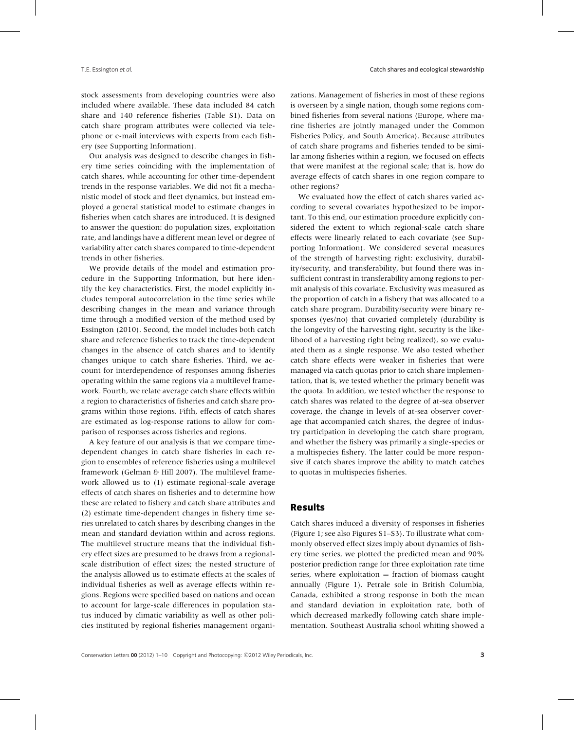stock assessments from developing countries were also included where available. These data included 84 catch share and 140 reference fisheries (Table S1). Data on catch share program attributes were collected via telephone or e-mail interviews with experts from each fishery (see Supporting Information).

Our analysis was designed to describe changes in fishery time series coinciding with the implementation of catch shares, while accounting for other time-dependent trends in the response variables. We did not fit a mechanistic model of stock and fleet dynamics, but instead employed a general statistical model to estimate changes in fisheries when catch shares are introduced. It is designed to answer the question: do population sizes, exploitation rate, and landings have a different mean level or degree of variability after catch shares compared to time-dependent trends in other fisheries.

We provide details of the model and estimation procedure in the Supporting Information, but here identify the key characteristics. First, the model explicitly includes temporal autocorrelation in the time series while describing changes in the mean and variance through time through a modified version of the method used by Essington (2010). Second, the model includes both catch share and reference fisheries to track the time-dependent changes in the absence of catch shares and to identify changes unique to catch share fisheries. Third, we account for interdependence of responses among fisheries operating within the same regions via a multilevel framework. Fourth, we relate average catch share effects within a region to characteristics of fisheries and catch share programs within those regions. Fifth, effects of catch shares are estimated as log-response rations to allow for comparison of responses across fisheries and regions.

A key feature of our analysis is that we compare time-dependent changes in catch share fisheries in each region to ensembles of reference fisheries using a multilevel framework (Gelman & Hill 2007). The multilevel framework allowed us to (1) estimate regional-scale average effects of catch shares on fisheries and to determine how these are related to fishery and catch share attributes and (2) estimate time-dependent changes in fishery time series unrelated to catch shares by describing changes in the mean and standard deviation within and across regions. The multilevel structure means that the individual fishery effect sizes are presumed to be draws from a regional-scale distribution of effect sizes; the nested structure of the analysis allowed us to estimate effects at the scales of individual fisheries as well as average effects within regions. Regions were specified based on nations and ocean to account for large-scale differences in population status induced by climatic variability as well as other policies instituted by regional fisheries management organizations. Management of fisheries in most of these regions is overseen by a single nation, though some regions combined fisheries from several nations (Europe, where marine fisheries are jointly managed under the Common Fisheries Policy, and South America). Because attributes of catch share programs and fisheries tended to be similar among fisheries within a region, we focused on effects that were manifest at the regional scale; that is, how do average effects of catch shares in one region compare to other regions?

We evaluated how the effect of catch shares varied according to several covariates hypothesized to be important. To this end, our estimation procedure explicitly considered the extent to which regional-scale catch share effects were linearly related to each covariate (see Supporting Information). We considered several measures of the strength of harvesting right: exclusivity, durability/security, and transferability, but found there was insufficient contrast in transferability among regions to permit analysis of this covariate. Exclusivity was measured as the proportion of catch in a fishery that was allocated to a catch share program. Durability/security were binary responses (yes/no) that covaried completely (durability is the longevity of the harvesting right, security is the likelihood of a harvesting right being realized), so we evaluated them as a single response. We also tested whether catch share effects were weaker in fisheries that were managed via catch quotas prior to catch share implementation, that is, we tested whether the primary benefit was the quota. In addition, we tested whether the response to catch shares was related to the degree of at-sea observer coverage, the change in levels of at-sea observer coverage that accompanied catch shares, the degree of industry participation in developing the catch share program, and whether the fishery was primarily a single-species or a multispecies fishery. The latter could be more responsive if catch shares improve the ability to match catches to quotas in multispecies fisheries.

## Results

Catch shares induced a diversity of responses in fisheries (Figure 1; see also Figures S1–S3). To illustrate what commonly observed effect sizes imply about dynamics of fishery time series, we plotted the predicted mean and 90% posterior prediction range for three exploitation rate time series, where exploitation = fraction of biomass caught annually (Figure 1). Petrale sole in British Columbia, Canada, exhibited a strong response in both the mean and standard deviation in exploitation rate, both of which decreased markedly following catch share implementation. Southeast Australia school whiting showed a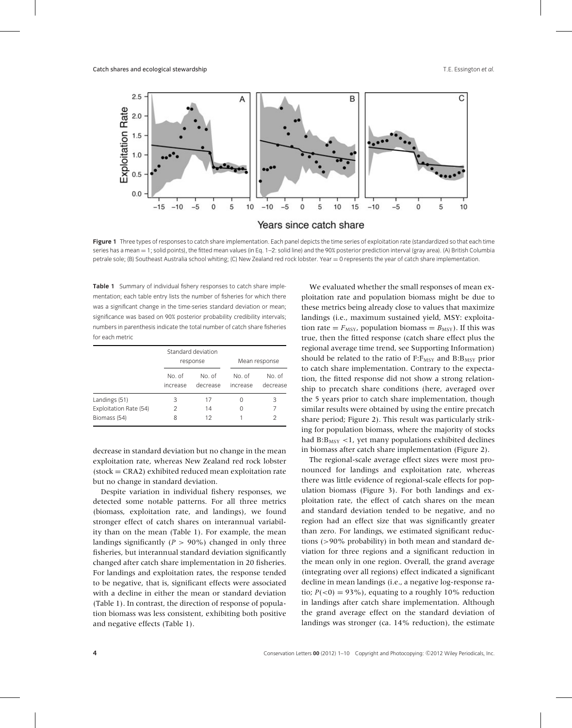Figure 1 Three types of responses to catch share implementation. Each panel depicts the time series of exploitation rate (standardized so that each time series has a mean = 1; solid points), the fitted mean values (in Eq. 1–2: solid line) and the 90% posterior prediction interval (gray area). (A) British Columbia petrale sole; (B) Southeast Australia school whiting; (C) New Zealand red rock lobster. Year = 0 represents the year of catch share implementation.

**Table 1** Summary of individual fishery responses to catch share implementation; each table entry lists the number of fisheries for which there was a significant change in the time-series standard deviation or mean; significance was based on 90% posterior probability credibility intervals; numbers in parenthesis indicate the total number of catch share fisheries for each metric

| | Standard deviation response | | Mean response | |
|---|---|---|---|---|
| | No. of increase | No. of decrease | No. of increase | No. of decrease |
| Landings (51) | 3 | 17 | 0 | 3 |
| Exploitation Rate (54) | 2 | 14 | 0 | 7 |
| Biomass (54) | 8 | 12 | 1 | 2 |

decrease in standard deviation but no change in the mean exploitation rate, whereas New Zealand red rock lobster (stock = CRA2) exhibited reduced mean exploitation rate but no change in standard deviation.

Despite variation in individual fishery responses, we detected some notable patterns. For all three metrics (biomass, exploitation rate, and landings), we found stronger effect of catch shares on interannual variability than on the mean (Table 1). For example, the mean landings significantly ($P > 90\%$) changed in only three fisheries, but interannual standard deviation significantly changed after catch share implementation in 20 fisheries. For landings and exploitation rates, the response tended to be negative, that is, significant effects were associated with a decline in either the mean or standard deviation (Table 1). In contrast, the direction of response of population biomass was less consistent, exhibiting both positive and negative effects (Table 1).

We evaluated whether the small responses of mean exploitation rate and population biomass might be due to these metrics being already close to values that maximize landings (i.e., maximum sustained yield, MSY: exploitation rate = $F_{MSY}$, population biomass = $B_{MSY}$). If this was true, then the fitted response (catch share effect plus the regional average time trend, see Supporting Information) should be related to the ratio of F:$F_{MSY}$ and B:$B_{MSY}$ prior to catch share implementation. Contrary to the expectation, the fitted response did not show a strong relationship to precatch share conditions (here, averaged over the 5 years prior to catch share implementation, though similar results were obtained by using the entire precatch share period; Figure 2). This result was particularly striking for population biomass, where the majority of stocks had B:$B_{MSY}$ <1, yet many populations exhibited declines in biomass after catch share implementation (Figure 2).

The regional-scale average effect sizes were most pronounced for landings and exploitation rate, whereas there was little evidence of regional-scale effects for population biomass (Figure 3). For both landings and exploitation rate, the effect of catch shares on the mean and standard deviation tended to be negative, and no region had an effect size that was significantly greater than zero. For landings, we estimated significant reductions (>90% probability) in both mean and standard deviation for three regions and a significant reduction in the mean only in one region. Overall, the grand average (integrating over all regions) effect indicated a significant decline in mean landings (i.e., a negative log-response ratio; $P(<0) = 93\%$), equating to a roughly 10% reduction in landings after catch share implementation. Although the grand average effect on the standard deviation of landings was stronger (ca. 14% reduction), the estimate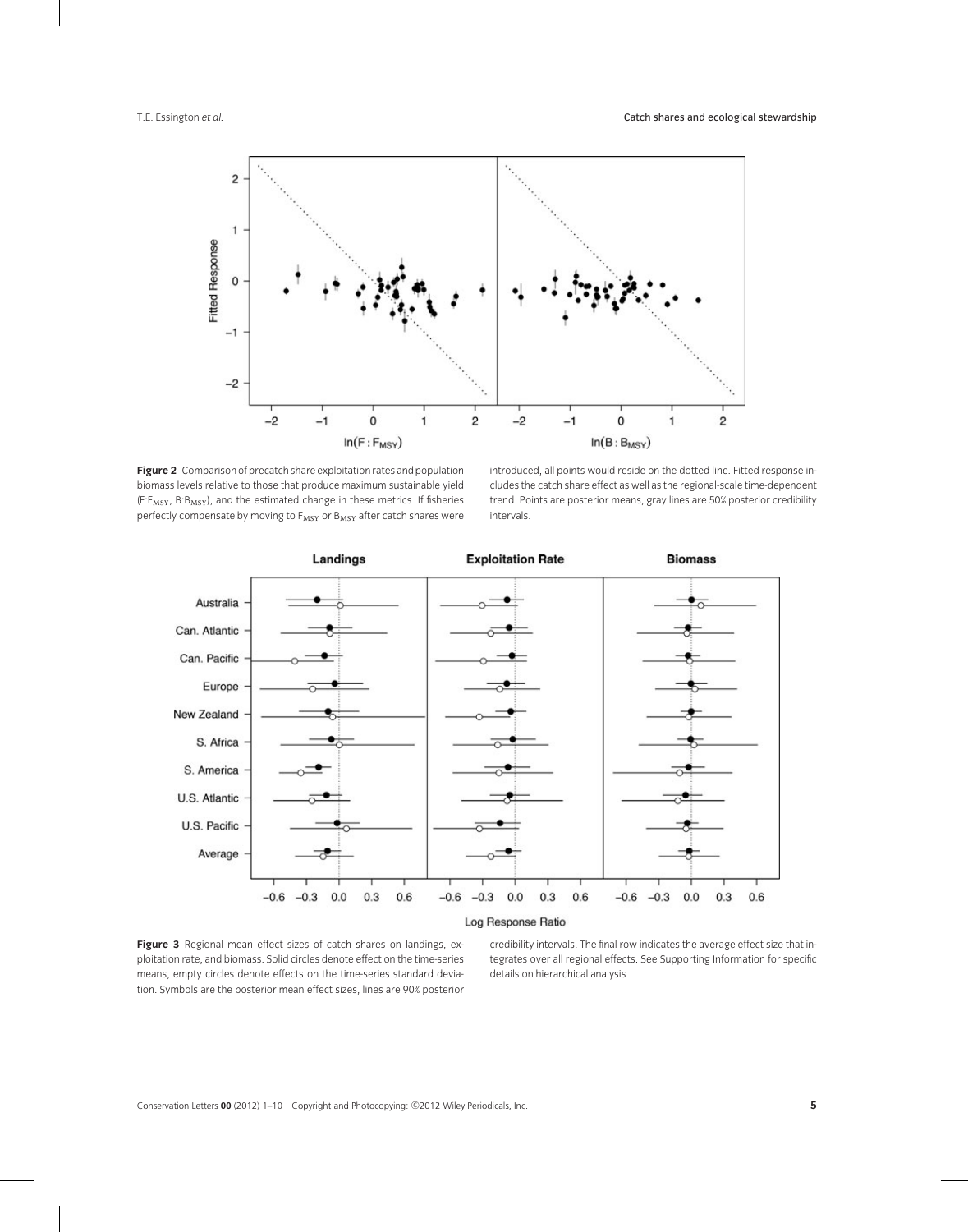**Figure 2** Comparison of precatch share exploitation rates and population biomass levels relative to those that produce maximum sustainable yield ($F{:}F_{MSY}$, $B{:}B_{MSY}$), and the estimated change in these metrics. If fisheries perfectly compensate by moving to $F_{MSY}$ or $B_{MSY}$ after catch shares were introduced, all points would reside on the dotted line. Fitted response includes the catch share effect as well as the regional-scale time-dependent trend. Points are posterior means, gray lines are 50% posterior credibility intervals.

**Figure 3** Regional mean effect sizes of catch shares on landings, exploitation rate, and biomass. Solid circles denote effect on the time-series means, empty circles denote effects on the time-series standard deviation. Symbols are the posterior mean effect sizes, lines are 90% posterior credibility intervals. The final row indicates the average effect size that integrates over all regional effects. See Supporting Information for specific details on hierarchical analysis.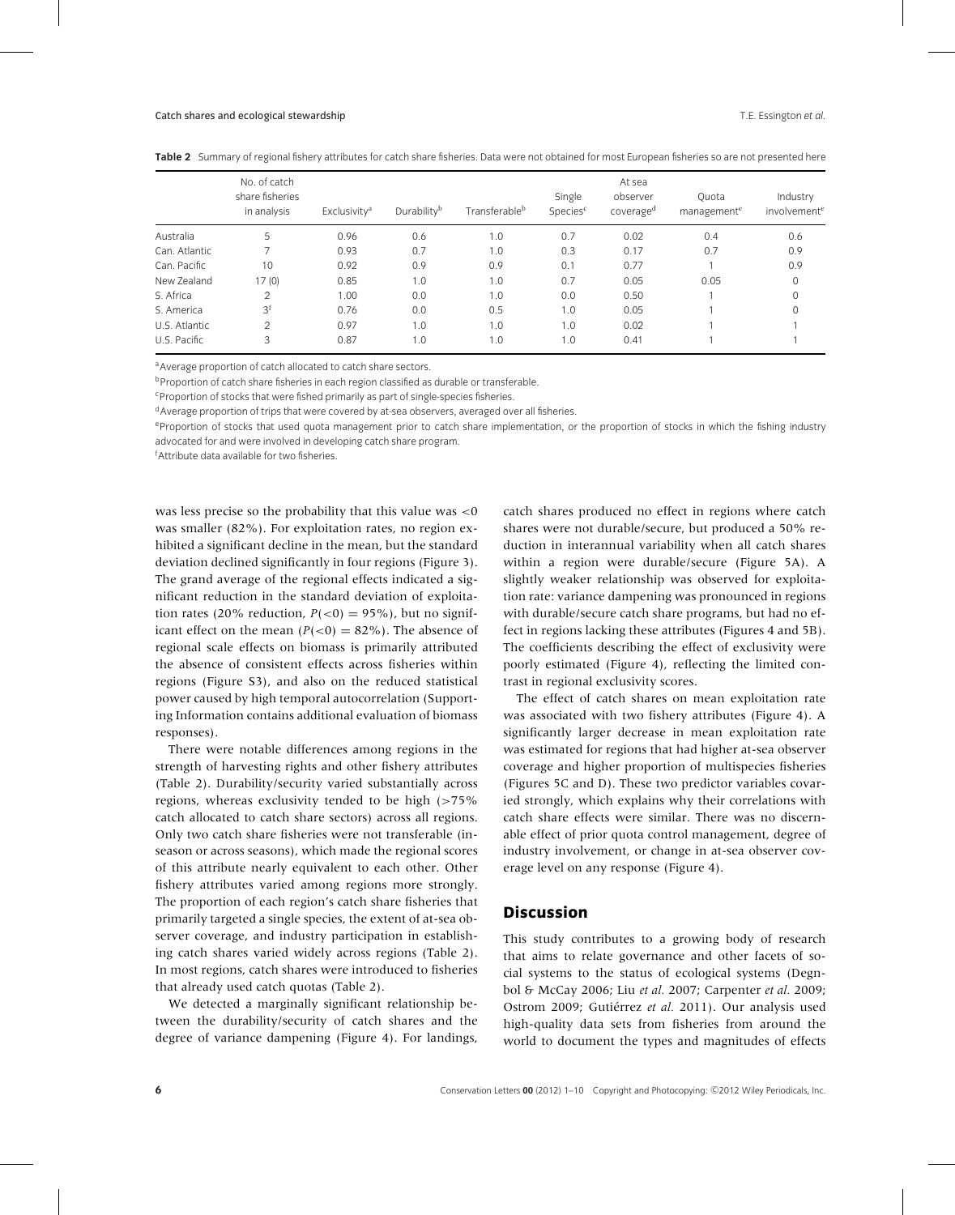**Table 2** Summary of regional fishery attributes for catch share fisheries. Data were not obtained for most European fisheries so are not presented here

| | No. of catch share fisheries in analysis | Exclusivity[a] | Durability[b] | Transferable[b] | Single Species[c] | At sea observer coverage[d] | Quota management[e] | Industry involvement[e] |
|---|---|---|---|---|---|---|---|---|
| Australia | 5 | 0.96 | 0.6 | 1.0 | 0.7 | 0.02 | 0.4 | 0.6 |
| Can. Atlantic | 7 | 0.93 | 0.7 | 1.0 | 0.3 | 0.17 | 0.7 | 0.9 |
| Can. Pacific | 10 | 0.92 | 0.9 | 0.9 | 0.1 | 0.77 | 1 | 0.9 |
| New Zealand | 17 (0) | 0.85 | 1.0 | 1.0 | 0.7 | 0.05 | 0.05 | 0 |
| S. Africa | 2 | 1.00 | 0.0 | 1.0 | 0.0 | 0.50 | 1 | 0 |
| S. America | 3[f] | 0.76 | 0.0 | 0.5 | 1.0 | 0.05 | 1 | 0 |
| U.S. Atlantic | 2 | 0.97 | 1.0 | 1.0 | 1.0 | 0.02 | 1 | 1 |
| U.S. Pacific | 3 | 0.87 | 1.0 | 1.0 | 1.0 | 0.41 | 1 | 1 |

[a]Average proportion of catch allocated to catch share sectors.

[b]Proportion of catch share fisheries in each region classified as durable or transferable.

[c]Proportion of stocks that were fished primarily as part of single-species fisheries.

[d]Average proportion of trips that were covered by at-sea observers, averaged over all fisheries.

[e]Proportion of stocks that used quota management prior to catch share implementation, or the proportion of stocks in which the fishing industry advocated for and were involved in developing catch share program.

[f]Attribute data available for two fisheries.

was less precise so the probability that this value was $<0$ was smaller (82%). For exploitation rates, no region exhibited a significant decline in the mean, but the standard deviation declined significantly in four regions (Figure 3). The grand average of the regional effects indicated a significant reduction in the standard deviation of exploitation rates (20% reduction, $P(<0) = 95\%$), but no significant effect on the mean ($P(<0) = 82\%$). The absence of regional scale effects on biomass is primarily attributed the absence of consistent effects across fisheries within regions (Figure S3), and also on the reduced statistical power caused by high temporal autocorrelation (Supporting Information contains additional evaluation of biomass responses).

There were notable differences among regions in the strength of harvesting rights and other fishery attributes (Table 2). Durability/security varied substantially across regions, whereas exclusivity tended to be high ($>75\%$ catch allocated to catch share sectors) across all regions. Only two catch share fisheries were not transferable (in-season or across seasons), which made the regional scores of this attribute nearly equivalent to each other. Other fishery attributes varied among regions more strongly. The proportion of each region's catch share fisheries that primarily targeted a single species, the extent of at-sea observer coverage, and industry participation in establishing catch shares varied widely across regions (Table 2). In most regions, catch shares were introduced to fisheries that already used catch quotas (Table 2).

We detected a marginally significant relationship between the durability/security of catch shares and the degree of variance dampening (Figure 4). For landings, catch shares produced no effect in regions where catch shares were not durable/secure, but produced a 50% reduction in interannual variability when all catch shares within a region were durable/secure (Figure 5A). A slightly weaker relationship was observed for exploitation rate: variance dampening was pronounced in regions with durable/secure catch share programs, but had no effect in regions lacking these attributes (Figures 4 and 5B). The coefficients describing the effect of exclusivity were poorly estimated (Figure 4), reflecting the limited contrast in regional exclusivity scores.

The effect of catch shares on mean exploitation rate was associated with two fishery attributes (Figure 4). A significantly larger decrease in mean exploitation rate was estimated for regions that had higher at-sea observer coverage and higher proportion of multispecies fisheries (Figures 5C and D). These two predictor variables covaried strongly, which explains why their correlations with catch share effects were similar. There was no discernable effect of prior quota control management, degree of industry involvement, or change in at-sea observer coverage level on any response (Figure 4).

## Discussion

This study contributes to a growing body of research that aims to relate governance and other facets of social systems to the status of ecological systems (Degnbol & McCay 2006; Liu *et al.* 2007; Carpenter *et al.* 2009; Ostrom 2009; Gutiérrez *et al.* 2011). Our analysis used high-quality data sets from fisheries from around the world to document the types and magnitudes of effects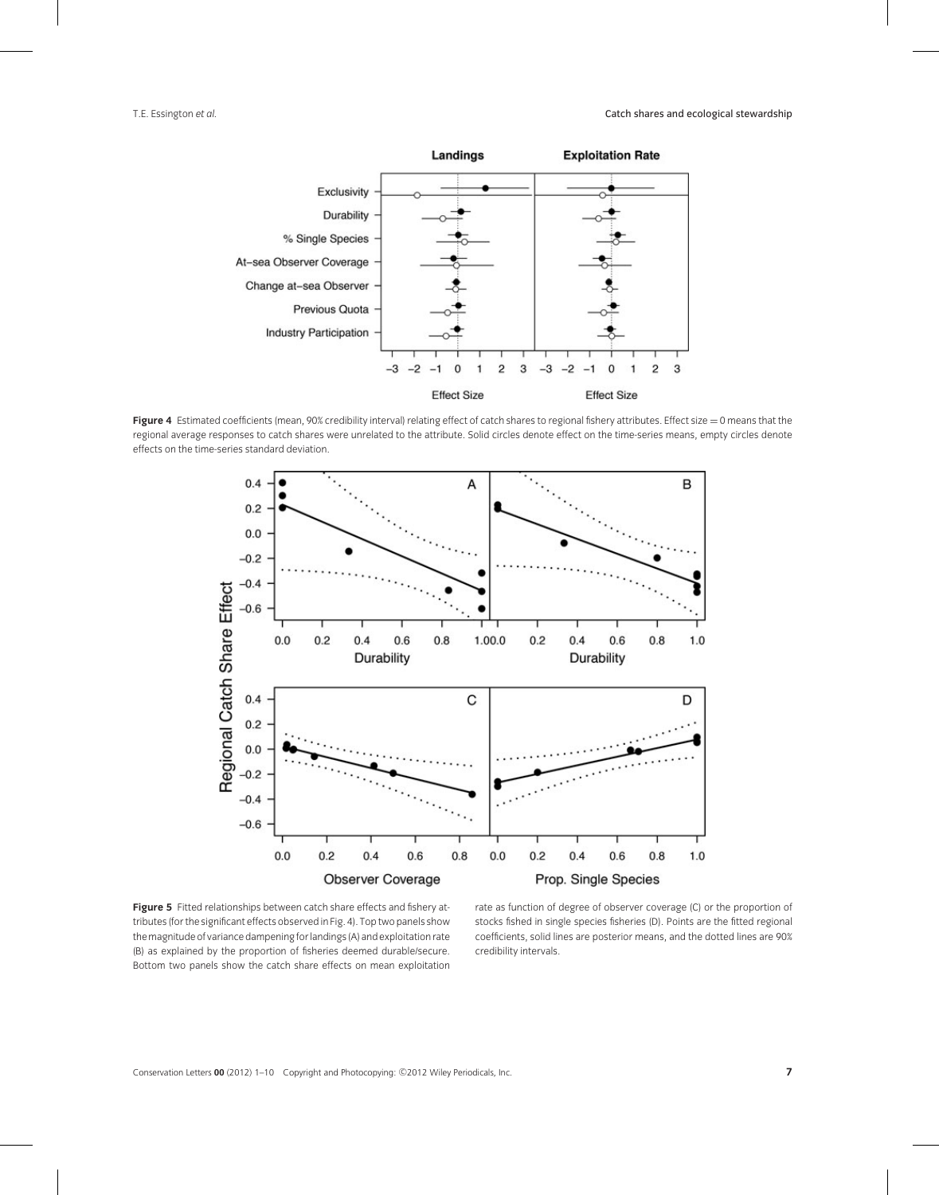**Figure 4** Estimated coefficients (mean, 90% credibility interval) relating effect of catch shares to regional fishery attributes. Effect size = 0 means that the regional average responses to catch shares were unrelated to the attribute. Solid circles denote effect on the time-series means, empty circles denote effects on the time-series standard deviation.

**Figure 5** Fitted relationships between catch share effects and fishery attributes (for the significant effects observed in Fig. 4). Top two panels show the magnitude of variance dampening for landings (A) and exploitation rate (B) as explained by the proportion of fisheries deemed durable/secure. Bottom two panels show the catch share effects on mean exploitation rate as function of degree of observer coverage (C) or the proportion of stocks fished in single species fisheries (D). Points are the fitted regional coefficients, solid lines are posterior means, and the dotted lines are 90% credibility intervals.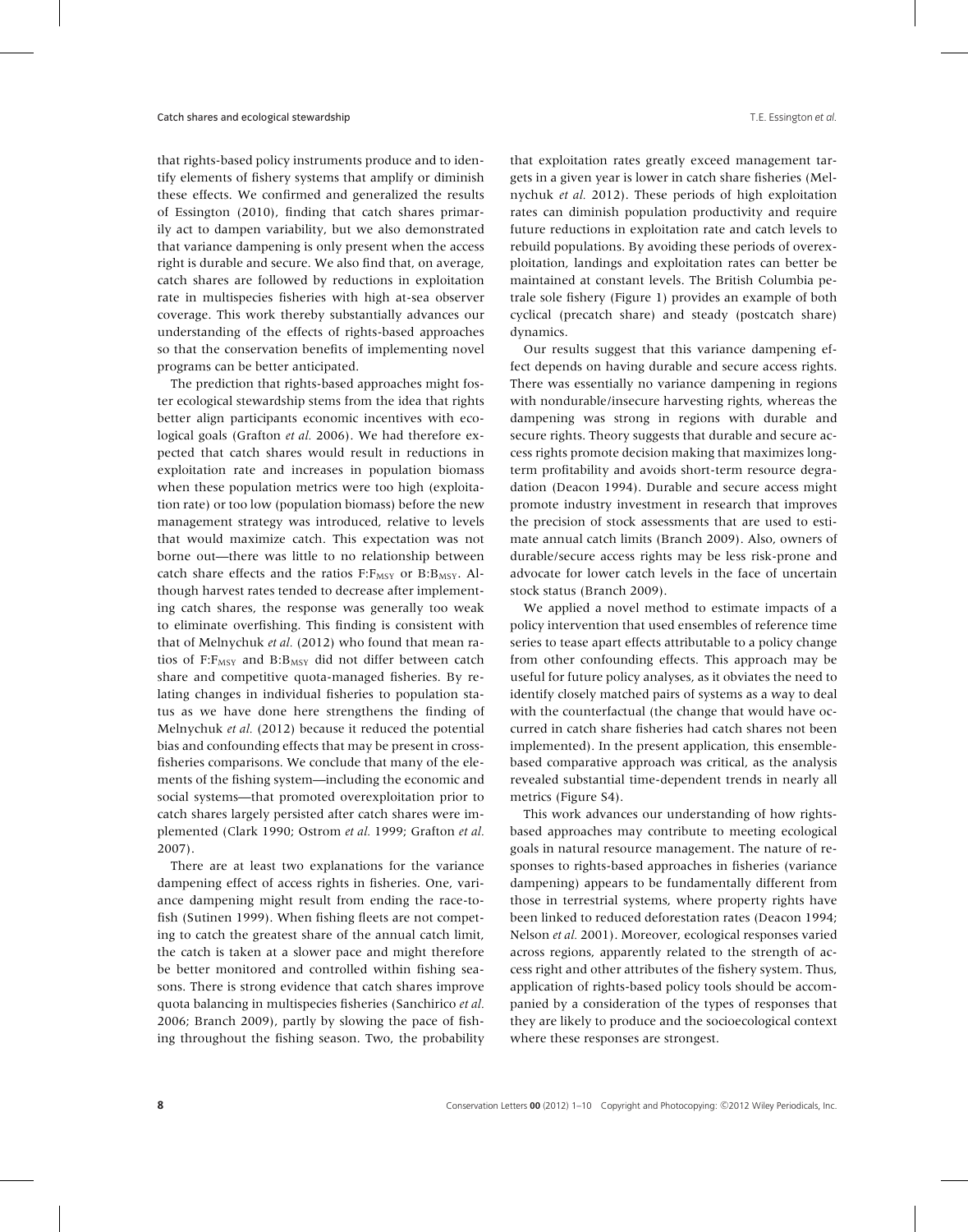that rights-based policy instruments produce and to identify elements of fishery systems that amplify or diminish these effects. We confirmed and generalized the results of Essington (2010), finding that catch shares primarily act to dampen variability, but we also demonstrated that variance dampening is only present when the access right is durable and secure. We also find that, on average, catch shares are followed by reductions in exploitation rate in multispecies fisheries with high at-sea observer coverage. This work thereby substantially advances our understanding of the effects of rights-based approaches so that the conservation benefits of implementing novel programs can be better anticipated.

The prediction that rights-based approaches might foster ecological stewardship stems from the idea that rights better align participants economic incentives with ecological goals (Grafton *et al.* 2006). We had therefore expected that catch shares would result in reductions in exploitation rate and increases in population biomass when these population metrics were too high (exploitation rate) or too low (population biomass) before the new management strategy was introduced, relative to levels that would maximize catch. This expectation was not borne out—there was little to no relationship between catch share effects and the ratios $F{:}F_{MSY}$ or $B{:}B_{MSY}$. Although harvest rates tended to decrease after implementing catch shares, the response was generally too weak to eliminate overfishing. This finding is consistent with that of Melnychuk *et al.* (2012) who found that mean ratios of $F{:}F_{MSY}$ and $B{:}B_{MSY}$ did not differ between catch share and competitive quota-managed fisheries. By relating changes in individual fisheries to population status as we have done here strengthens the finding of Melnychuk *et al.* (2012) because it reduced the potential bias and confounding effects that may be present in cross-fisheries comparisons. We conclude that many of the elements of the fishing system—including the economic and social systems—that promoted overexploitation prior to catch shares largely persisted after catch shares were implemented (Clark 1990; Ostrom *et al.* 1999; Grafton *et al.* 2007).

There are at least two explanations for the variance dampening effect of access rights in fisheries. One, variance dampening might result from ending the race-to-fish (Sutinen 1999). When fishing fleets are not competing to catch the greatest share of the annual catch limit, the catch is taken at a slower pace and might therefore be better monitored and controlled within fishing seasons. There is strong evidence that catch shares improve quota balancing in multispecies fisheries (Sanchirico *et al.* 2006; Branch 2009), partly by slowing the pace of fishing throughout the fishing season. Two, the probability that exploitation rates greatly exceed management targets in a given year is lower in catch share fisheries (Melnychuk *et al.* 2012). These periods of high exploitation rates can diminish population productivity and require future reductions in exploitation rate and catch levels to rebuild populations. By avoiding these periods of overexploitation, landings and exploitation rates can better be maintained at constant levels. The British Columbia petrale sole fishery (Figure 1) provides an example of both cyclical (precatch share) and steady (postcatch share) dynamics.

Our results suggest that this variance dampening effect depends on having durable and secure access rights. There was essentially no variance dampening in regions with nondurable/insecure harvesting rights, whereas the dampening was strong in regions with durable and secure rights. Theory suggests that durable and secure access rights promote decision making that maximizes long-term profitability and avoids short-term resource degradation (Deacon 1994). Durable and secure access might promote industry investment in research that improves the precision of stock assessments that are used to estimate annual catch limits (Branch 2009). Also, owners of durable/secure access rights may be less risk-prone and advocate for lower catch levels in the face of uncertain stock status (Branch 2009).

We applied a novel method to estimate impacts of a policy intervention that used ensembles of reference time series to tease apart effects attributable to a policy change from other confounding effects. This approach may be useful for future policy analyses, as it obviates the need to identify closely matched pairs of systems as a way to deal with the counterfactual (the change that would have occurred in catch share fisheries had catch shares not been implemented). In the present application, this ensemble-based comparative approach was critical, as the analysis revealed substantial time-dependent trends in nearly all metrics (Figure S4).

This work advances our understanding of how rights-based approaches may contribute to meeting ecological goals in natural resource management. The nature of responses to rights-based approaches in fisheries (variance dampening) appears to be fundamentally different from those in terrestrial systems, where property rights have been linked to reduced deforestation rates (Deacon 1994; Nelson *et al.* 2001). Moreover, ecological responses varied across regions, apparently related to the strength of access right and other attributes of the fishery system. Thus, application of rights-based policy tools should be accompanied by a consideration of the types of responses that they are likely to produce and the socioecological context where these responses are strongest.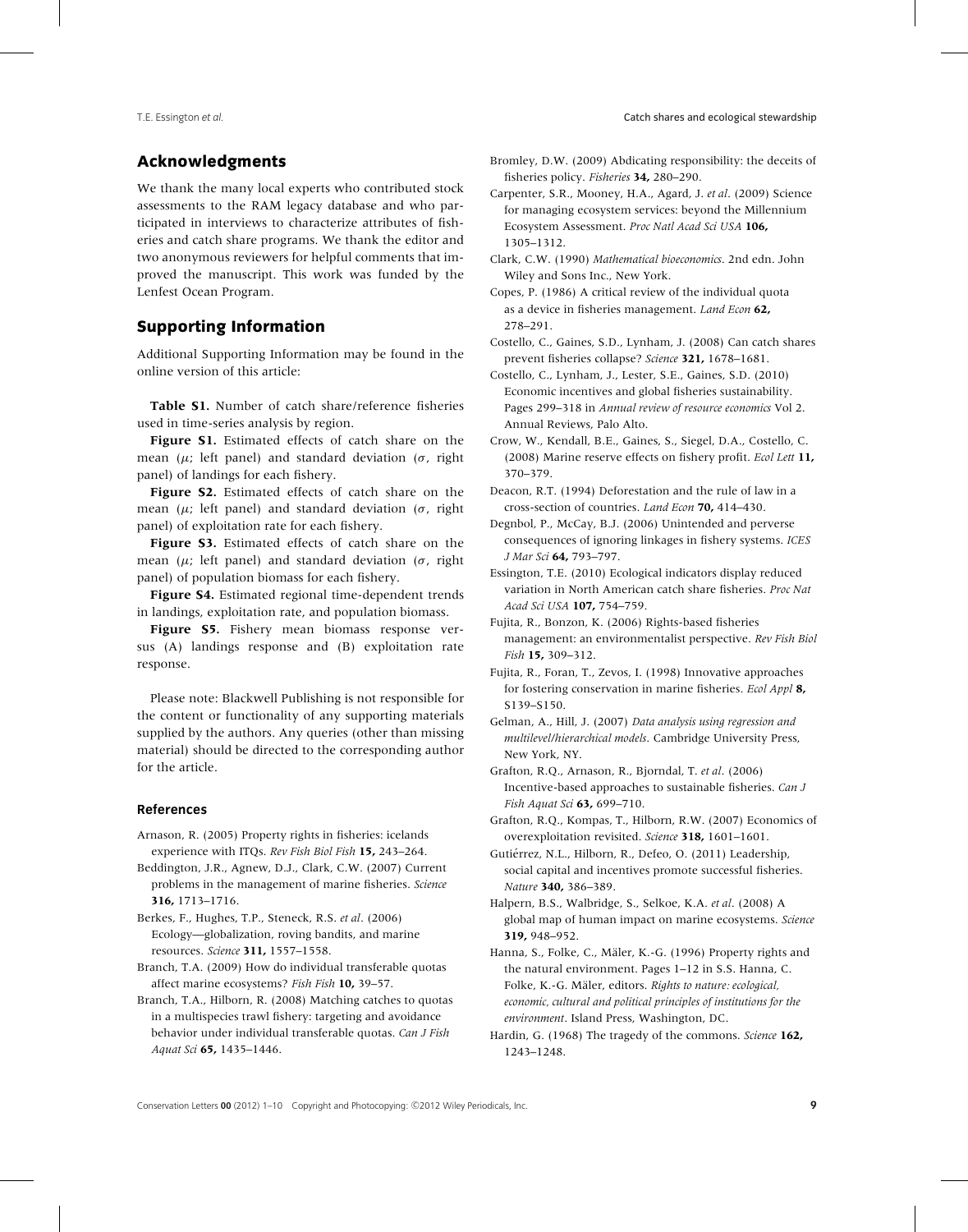## Acknowledgments

We thank the many local experts who contributed stock assessments to the RAM legacy database and who participated in interviews to characterize attributes of fisheries and catch share programs. We thank the editor and two anonymous reviewers for helpful comments that improved the manuscript. This work was funded by the Lenfest Ocean Program.

## Supporting Information

Additional Supporting Information may be found in the online version of this article:

**Table S1.** Number of catch share/reference fisheries used in time-series analysis by region.

**Figure S1.** Estimated effects of catch share on the mean ($\mu$; left panel) and standard deviation ($\sigma$, right panel) of landings for each fishery.

**Figure S2.** Estimated effects of catch share on the mean ($\mu$; left panel) and standard deviation ($\sigma$, right panel) of exploitation rate for each fishery.

**Figure S3.** Estimated effects of catch share on the mean ($\mu$; left panel) and standard deviation ($\sigma$, right panel) of population biomass for each fishery.

**Figure S4.** Estimated regional time-dependent trends in landings, exploitation rate, and population biomass.

**Figure S5.** Fishery mean biomass response versus (A) landings response and (B) exploitation rate response.

Please note: Blackwell Publishing is not responsible for the content or functionality of any supporting materials supplied by the authors. Any queries (other than missing material) should be directed to the corresponding author for the article.

### References

Arnason, R. (2005) Property rights in fisheries: icelands experience with ITQs. *Rev Fish Biol Fish* **15,** 243–264.

Beddington, J.R., Agnew, D.J., Clark, C.W. (2007) Current problems in the management of marine fisheries. *Science* **316,** 1713–1716.

Berkes, F., Hughes, T.P., Steneck, R.S. *et al*. (2006) Ecology—globalization, roving bandits, and marine resources. *Science* **311,** 1557–1558.

Branch, T.A. (2009) How do individual transferable quotas affect marine ecosystems? *Fish Fish* **10,** 39–57.

Branch, T.A., Hilborn, R. (2008) Matching catches to quotas in a multispecies trawl fishery: targeting and avoidance behavior under individual transferable quotas. *Can J Fish Aquat Sci* **65,** 1435–1446.

Bromley, D.W. (2009) Abdicating responsibility: the deceits of fisheries policy. *Fisheries* **34,** 280–290.

Carpenter, S.R., Mooney, H.A., Agard, J. *et al*. (2009) Science for managing ecosystem services: beyond the Millennium Ecosystem Assessment. *Proc Natl Acad Sci USA* **106,** 1305–1312.

Clark, C.W. (1990) *Mathematical bioeconomics*. 2nd edn. John Wiley and Sons Inc., New York.

Copes, P. (1986) A critical review of the individual quota as a device in fisheries management. *Land Econ* **62,** 278–291.

Costello, C., Gaines, S.D., Lynham, J. (2008) Can catch shares prevent fisheries collapse? *Science* **321,** 1678–1681.

Costello, C., Lynham, J., Lester, S.E., Gaines, S.D. (2010) Economic incentives and global fisheries sustainability. Pages 299–318 in *Annual review of resource economics* Vol 2. Annual Reviews, Palo Alto.

Crow, W., Kendall, B.E., Gaines, S., Siegel, D.A., Costello, C. (2008) Marine reserve effects on fishery profit. *Ecol Lett* **11,** 370–379.

Deacon, R.T. (1994) Deforestation and the rule of law in a cross-section of countries. *Land Econ* **70,** 414–430.

Degnbol, P., McCay, B.J. (2006) Unintended and perverse consequences of ignoring linkages in fishery systems. *ICES J Mar Sci* **64,** 793–797.

Essington, T.E. (2010) Ecological indicators display reduced variation in North American catch share fisheries. *Proc Nat Acad Sci USA* **107,** 754–759.

Fujita, R., Bonzon, K. (2006) Rights-based fisheries management: an environmentalist perspective. *Rev Fish Biol Fish* **15,** 309–312.

Fujita, R., Foran, T., Zevos, I. (1998) Innovative approaches for fostering conservation in marine fisheries. *Ecol Appl* **8,** S139–S150.

Gelman, A., Hill, J. (2007) *Data analysis using regression and multilevel/hierarchical models*. Cambridge University Press, New York, NY.

Grafton, R.Q., Arnason, R., Bjorndal, T. *et al*. (2006) Incentive-based approaches to sustainable fisheries. *Can J Fish Aquat Sci* **63,** 699–710.

Grafton, R.Q., Kompas, T., Hilborn, R.W. (2007) Economics of overexploitation revisited. *Science* **318,** 1601–1601.

Gutiérrez, N.L., Hilborn, R., Defeo, O. (2011) Leadership, social capital and incentives promote successful fisheries. *Nature* **340,** 386–389.

Halpern, B.S., Walbridge, S., Selkoe, K.A. *et al*. (2008) A global map of human impact on marine ecosystems. *Science* **319,** 948–952.

Hanna, S., Folke, C., Mäler, K.-G. (1996) Property rights and the natural environment. Pages 1–12 in S.S. Hanna, C. Folke, K.-G. Mäler, editors. *Rights to nature: ecological, economic, cultural and political principles of institutions for the environment*. Island Press, Washington, DC.

Hardin, G. (1968) The tragedy of the commons. *Science* **162,** 1243–1248.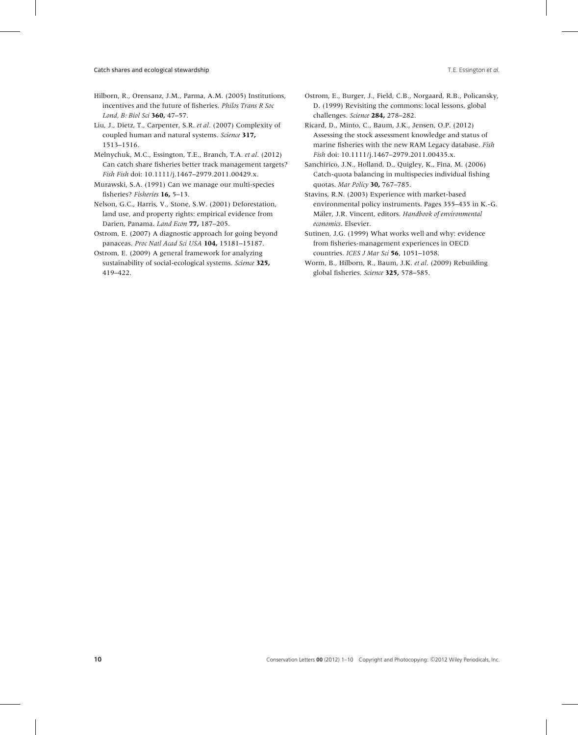Hilborn, R., Orensanz, J.M., Parma, A.M. (2005) Institutions, incentives and the future of fisheries. *Philos Trans R Soc Lond, B: Biol Sci* **360,** 47–57.

Liu, J., Dietz, T., Carpenter, S.R. *et al*. (2007) Complexity of coupled human and natural systems. *Science* **317,** 1513–1516.

Melnychuk, M.C., Essington, T.E., Branch, T.A. *et al*. (2012) Can catch share fisheries better track management targets? *Fish Fish* doi: 10.1111/j.1467–2979.2011.00429.x.

Murawski, S.A. (1991) Can we manage our multi-species fisheries? *Fisheries* **16,** 5–13.

Nelson, G.C., Harris, V., Stone, S.W. (2001) Deforestation, land use, and property rights: empirical evidence from Darien, Panama. *Land Econ* **77,** 187–205.

Ostrom, E. (2007) A diagnostic approach for going beyond panaceas. *Proc Natl Acad Sci USA* **104,** 15181–15187.

Ostrom, E. (2009) A general framework for analyzing sustainability of social-ecological systems. *Science* **325,** 419–422.

Ostrom, E., Burger, J., Field, C.B., Norgaard, R.B., Policansky, D. (1999) Revisiting the commons: local lessons, global challenges. *Science* **284,** 278–282.

Ricard, D., Minto, C., Baum, J.K., Jensen, O.P. (2012) Assessing the stock assessment knowledge and status of marine fisheries with the new RAM Legacy database. *Fish Fish* doi: 10.1111/j.1467–2979.2011.00435.x.

Sanchirico, J.N., Holland, D., Quigley, K., Fina, M. (2006) Catch-quota balancing in multispecies individual fishing quotas. *Mar Policy* **30,** 767–785.

Stavins, R.N. (2003) Experience with market-based environmental policy instruments. Pages 355–435 in K.-G. Mäler, J.R. Vincent, editors. *Handbook of environmental economics*. Elsevier.

Sutinen, J.G. (1999) What works well and why: evidence from fisheries-management experiences in OECD countries. *ICES J Mar Sci* **56**, 1051–1058.

Worm, B., Hilborn, R., Baum, J.K. *et al*. (2009) Rebuilding global fisheries. *Science* **325,** 578–585.